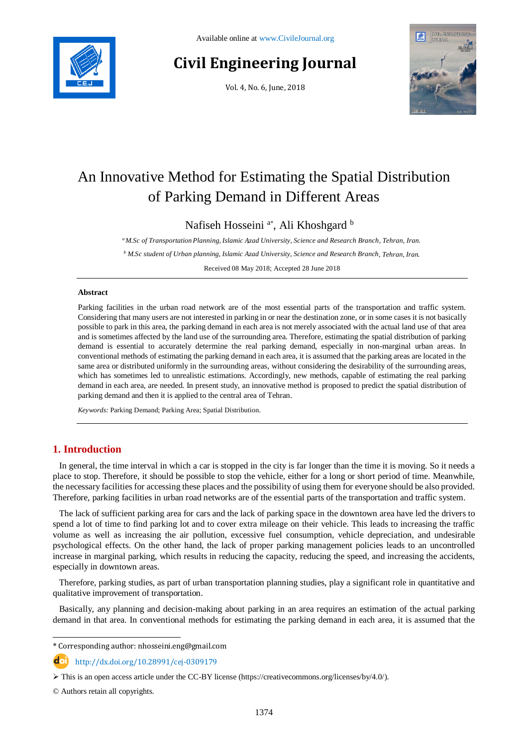Available online at www.CivileJournal.org

# Civil Engineering Journal

Vol. 4, No. 6, June, 2018

# An Innovative Method for Estimating the Spatial Distribution of Parking Demand in Different Areas

Nafiseh Hosseini [a*], Ali Khoshgard [b]

[a] *M.Sc of Transportation Planning, Islamic Azad University, Science and Research Branch, Tehran, Iran.*

[b] *M.Sc student of Urban planning, Islamic Azad University, Science and Research Branch, Tehran, Iran.*

Received 08 May 2018; Accepted 28 June 2018

## Abstract

Parking facilities in the urban road network are of the most essential parts of the transportation and traffic system. Considering that many users are not interested in parking in or near the destination zone, or in some cases it is not basically possible to park in this area, the parking demand in each area is not merely associated with the actual land use of that area and is sometimes affected by the land use of the surrounding area. Therefore, estimating the spatial distribution of parking demand is essential to accurately determine the real parking demand, especially in non-marginal urban areas. In conventional methods of estimating the parking demand in each area, it is assumed that the parking areas are located in the same area or distributed uniformly in the surrounding areas, without considering the desirability of the surrounding areas, which has sometimes led to unrealistic estimations. Accordingly, new methods, capable of estimating the real parking demand in each area, are needed. In present study, an innovative method is proposed to predict the spatial distribution of parking demand and then it is applied to the central area of Tehran.

*Keywords:* Parking Demand; Parking Area; Spatial Distribution.

## 1. Introduction

In general, the time interval in which a car is stopped in the city is far longer than the time it is moving. So it needs a place to stop. Therefore, it should be possible to stop the vehicle, either for a long or short period of time. Meanwhile, the necessary facilities for accessing these places and the possibility of using them for everyone should be also provided. Therefore, parking facilities in urban road networks are of the essential parts of the transportation and traffic system.

The lack of sufficient parking area for cars and the lack of parking space in the downtown area have led the drivers to spend a lot of time to find parking lot and to cover extra mileage on their vehicle. This leads to increasing the traffic volume as well as increasing the air pollution, excessive fuel consumption, vehicle depreciation, and undesirable psychological effects. On the other hand, the lack of proper parking management policies leads to an uncontrolled increase in marginal parking, which results in reducing the capacity, reducing the speed, and increasing the accidents, especially in downtown areas.

Therefore, parking studies, as part of urban transportation planning studies, play a significant role in quantitative and qualitative improvement of transportation.

Basically, any planning and decision-making about parking in an area requires an estimation of the actual parking demand in that area. In conventional methods for estimating the parking demand in each area, it is assumed that the

* Corresponding author: nhosseini.eng@gmail.com

http://dx.doi.org/10.28991/cej-0309179

➢ This is an open access article under the CC-BY license (https://creativecommons.org/licenses/by/4.0/).

© Authors retain all copyrights.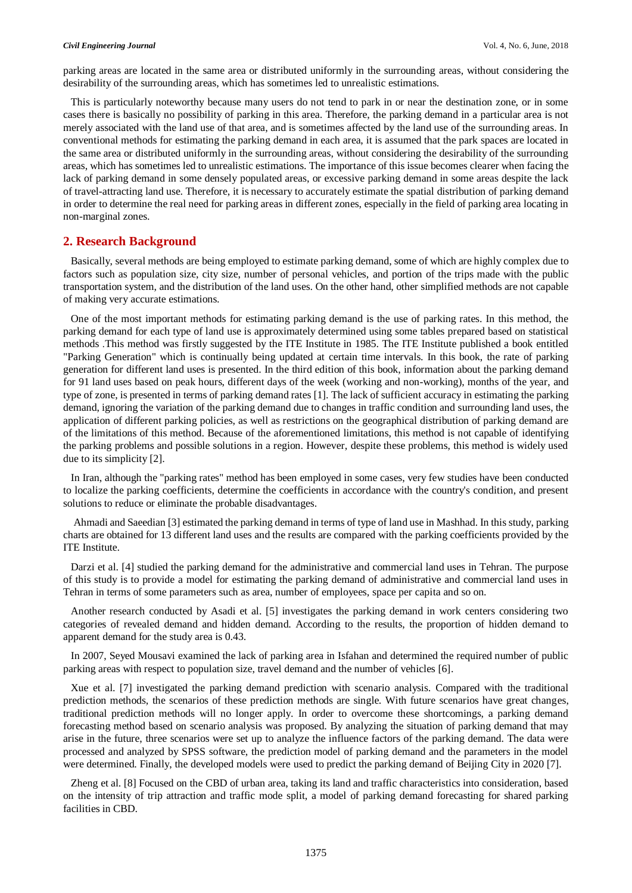parking areas are located in the same area or distributed uniformly in the surrounding areas, without considering the desirability of the surrounding areas, which has sometimes led to unrealistic estimations.

This is particularly noteworthy because many users do not tend to park in or near the destination zone, or in some cases there is basically no possibility of parking in this area. Therefore, the parking demand in a particular area is not merely associated with the land use of that area, and is sometimes affected by the land use of the surrounding areas. In conventional methods for estimating the parking demand in each area, it is assumed that the park spaces are located in the same area or distributed uniformly in the surrounding areas, without considering the desirability of the surrounding areas, which has sometimes led to unrealistic estimations. The importance of this issue becomes clearer when facing the lack of parking demand in some densely populated areas, or excessive parking demand in some areas despite the lack of travel-attracting land use. Therefore, it is necessary to accurately estimate the spatial distribution of parking demand in order to determine the real need for parking areas in different zones, especially in the field of parking area locating in non-marginal zones.

## 2. Research Background

Basically, several methods are being employed to estimate parking demand, some of which are highly complex due to factors such as population size, city size, number of personal vehicles, and portion of the trips made with the public transportation system, and the distribution of the land uses. On the other hand, other simplified methods are not capable of making very accurate estimations.

One of the most important methods for estimating parking demand is the use of parking rates. In this method, the parking demand for each type of land use is approximately determined using some tables prepared based on statistical methods .This method was firstly suggested by the ITE Institute in 1985. The ITE Institute published a book entitled "Parking Generation" which is continually being updated at certain time intervals. In this book, the rate of parking generation for different land uses is presented. In the third edition of this book, information about the parking demand for 91 land uses based on peak hours, different days of the week (working and non-working), months of the year, and type of zone, is presented in terms of parking demand rates [1]. The lack of sufficient accuracy in estimating the parking demand, ignoring the variation of the parking demand due to changes in traffic condition and surrounding land uses, the application of different parking policies, as well as restrictions on the geographical distribution of parking demand are of the limitations of this method. Because of the aforementioned limitations, this method is not capable of identifying the parking problems and possible solutions in a region. However, despite these problems, this method is widely used due to its simplicity [2].

In Iran, although the "parking rates" method has been employed in some cases, very few studies have been conducted to localize the parking coefficients, determine the coefficients in accordance with the country's condition, and present solutions to reduce or eliminate the probable disadvantages.

Ahmadi and Saeedian [3] estimated the parking demand in terms of type of land use in Mashhad. In this study, parking charts are obtained for 13 different land uses and the results are compared with the parking coefficients provided by the ITE Institute.

Darzi et al. [4] studied the parking demand for the administrative and commercial land uses in Tehran. The purpose of this study is to provide a model for estimating the parking demand of administrative and commercial land uses in Tehran in terms of some parameters such as area, number of employees, space per capita and so on.

Another research conducted by Asadi et al. [5] investigates the parking demand in work centers considering two categories of revealed demand and hidden demand. According to the results, the proportion of hidden demand to apparent demand for the study area is 0.43.

In 2007, Seyed Mousavi examined the lack of parking area in Isfahan and determined the required number of public parking areas with respect to population size, travel demand and the number of vehicles [6].

Xue et al. [7] investigated the parking demand prediction with scenario analysis. Compared with the traditional prediction methods, the scenarios of these prediction methods are single. With future scenarios have great changes, traditional prediction methods will no longer apply. In order to overcome these shortcomings, a parking demand forecasting method based on scenario analysis was proposed. By analyzing the situation of parking demand that may arise in the future, three scenarios were set up to analyze the influence factors of the parking demand. The data were processed and analyzed by SPSS software, the prediction model of parking demand and the parameters in the model were determined. Finally, the developed models were used to predict the parking demand of Beijing City in 2020 [7].

Zheng et al. [8] Focused on the CBD of urban area, taking its land and traffic characteristics into consideration, based on the intensity of trip attraction and traffic mode split, a model of parking demand forecasting for shared parking facilities in CBD.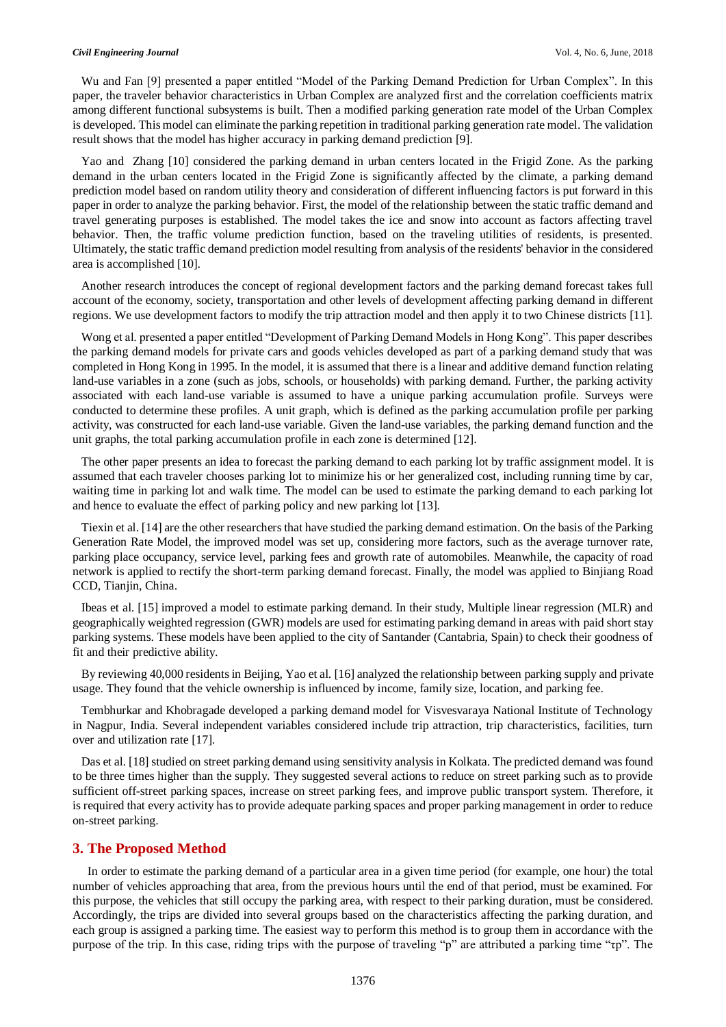Wu and Fan [9] presented a paper entitled "Model of the Parking Demand Prediction for Urban Complex". In this paper, the traveler behavior characteristics in Urban Complex are analyzed first and the correlation coefficients matrix among different functional subsystems is built. Then a modified parking generation rate model of the Urban Complex is developed. This model can eliminate the parking repetition in traditional parking generation rate model. The validation result shows that the model has higher accuracy in parking demand prediction [9].

Yao and Zhang [10] considered the parking demand in urban centers located in the Frigid Zone. As the parking demand in the urban centers located in the Frigid Zone is significantly affected by the climate, a parking demand prediction model based on random utility theory and consideration of different influencing factors is put forward in this paper in order to analyze the parking behavior. First, the model of the relationship between the static traffic demand and travel generating purposes is established. The model takes the ice and snow into account as factors affecting travel behavior. Then, the traffic volume prediction function, based on the traveling utilities of residents, is presented. Ultimately, the static traffic demand prediction model resulting from analysis of the residents' behavior in the considered area is accomplished [10].

Another research introduces the concept of regional development factors and the parking demand forecast takes full account of the economy, society, transportation and other levels of development affecting parking demand in different regions. We use development factors to modify the trip attraction model and then apply it to two Chinese districts [11].

Wong et al. presented a paper entitled "Development of Parking Demand Models in Hong Kong". This paper describes the parking demand models for private cars and goods vehicles developed as part of a parking demand study that was completed in Hong Kong in 1995. In the model, it is assumed that there is a linear and additive demand function relating land-use variables in a zone (such as jobs, schools, or households) with parking demand. Further, the parking activity associated with each land-use variable is assumed to have a unique parking accumulation profile. Surveys were conducted to determine these profiles. A unit graph, which is defined as the parking accumulation profile per parking activity, was constructed for each land-use variable. Given the land-use variables, the parking demand function and the unit graphs, the total parking accumulation profile in each zone is determined [12].

The other paper presents an idea to forecast the parking demand to each parking lot by traffic assignment model. It is assumed that each traveler chooses parking lot to minimize his or her generalized cost, including running time by car, waiting time in parking lot and walk time. The model can be used to estimate the parking demand to each parking lot and hence to evaluate the effect of parking policy and new parking lot [13].

Tiexin et al. [14] are the other researchers that have studied the parking demand estimation. On the basis of the Parking Generation Rate Model, the improved model was set up, considering more factors, such as the average turnover rate, parking place occupancy, service level, parking fees and growth rate of automobiles. Meanwhile, the capacity of road network is applied to rectify the short-term parking demand forecast. Finally, the model was applied to Binjiang Road CCD, Tianjin, China.

Ibeas et al. [15] improved a model to estimate parking demand. In their study, Multiple linear regression (MLR) and geographically weighted regression (GWR) models are used for estimating parking demand in areas with paid short stay parking systems. These models have been applied to the city of Santander (Cantabria, Spain) to check their goodness of fit and their predictive ability.

By reviewing 40,000 residents in Beijing, Yao et al. [16] analyzed the relationship between parking supply and private usage. They found that the vehicle ownership is influenced by income, family size, location, and parking fee.

Tembhurkar and Khobragade developed a parking demand model for Visvesvaraya National Institute of Technology in Nagpur, India. Several independent variables considered include trip attraction, trip characteristics, facilities, turn over and utilization rate [17].

Das et al. [18] studied on street parking demand using sensitivity analysis in Kolkata. The predicted demand was found to be three times higher than the supply. They suggested several actions to reduce on street parking such as to provide sufficient off-street parking spaces, increase on street parking fees, and improve public transport system. Therefore, it is required that every activity has to provide adequate parking spaces and proper parking management in order to reduce on-street parking.

## 3. The Proposed Method

In order to estimate the parking demand of a particular area in a given time period (for example, one hour) the total number of vehicles approaching that area, from the previous hours until the end of that period, must be examined. For this purpose, the vehicles that still occupy the parking area, with respect to their parking duration, must be considered. Accordingly, the trips are divided into several groups based on the characteristics affecting the parking duration, and each group is assigned a parking time. The easiest way to perform this method is to group them in accordance with the purpose of the trip. In this case, riding trips with the purpose of traveling "p" are attributed a parking time "$\tau_p$". The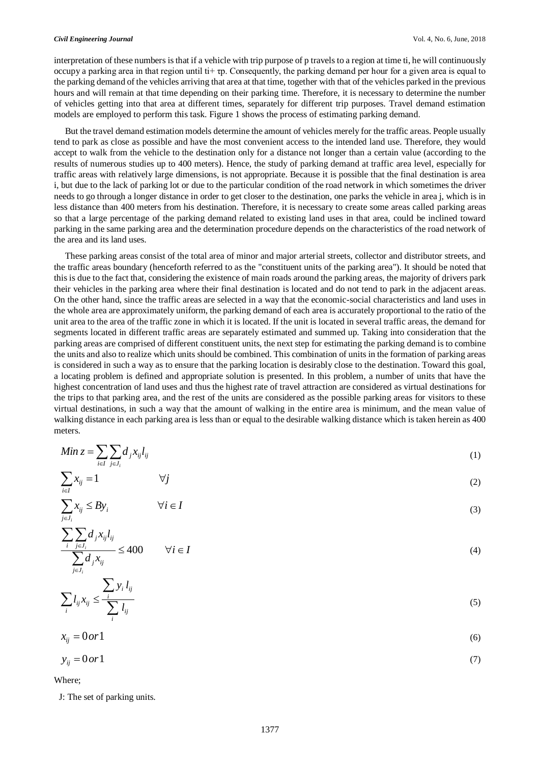interpretation of these numbers is that if a vehicle with trip purpose of p travels to a region at time ti, he will continuously occupy a parking area in that region until ti+ τp. Consequently, the parking demand per hour for a given area is equal to the parking demand of the vehicles arriving that area at that time, together with that of the vehicles parked in the previous hours and will remain at that time depending on their parking time. Therefore, it is necessary to determine the number of vehicles getting into that area at different times, separately for different trip purposes. Travel demand estimation models are employed to perform this task. Figure 1 shows the process of estimating parking demand.

But the travel demand estimation models determine the amount of vehicles merely for the traffic areas. People usually tend to park as close as possible and have the most convenient access to the intended land use. Therefore, they would accept to walk from the vehicle to the destination only for a distance not longer than a certain value (according to the results of numerous studies up to 400 meters). Hence, the study of parking demand at traffic area level, especially for traffic areas with relatively large dimensions, is not appropriate. Because it is possible that the final destination is area i, but due to the lack of parking lot or due to the particular condition of the road network in which sometimes the driver needs to go through a longer distance in order to get closer to the destination, one parks the vehicle in area j, which is in less distance than 400 meters from his destination. Therefore, it is necessary to create some areas called parking areas so that a large percentage of the parking demand related to existing land uses in that area, could be inclined toward parking in the same parking area and the determination procedure depends on the characteristics of the road network of the area and its land uses.

These parking areas consist of the total area of minor and major arterial streets, collector and distributor streets, and the traffic areas boundary (henceforth referred to as the "constituent units of the parking area"). It should be noted that this is due to the fact that, considering the existence of main roads around the parking areas, the majority of drivers park their vehicles in the parking area where their final destination is located and do not tend to park in the adjacent areas. On the other hand, since the traffic areas are selected in a way that the economic-social characteristics and land uses in the whole area are approximately uniform, the parking demand of each area is accurately proportional to the ratio of the unit area to the area of the traffic zone in which it is located. If the unit is located in several traffic areas, the demand for segments located in different traffic areas are separately estimated and summed up. Taking into consideration that the parking areas are comprised of different constituent units, the next step for estimating the parking demand is to combine the units and also to realize which units should be combined. This combination of units in the formation of parking areas is considered in such a way as to ensure that the parking location is desirably close to the destination. Toward this goal, a locating problem is defined and appropriate solution is presented. In this problem, a number of units that have the highest concentration of land uses and thus the highest rate of travel attraction are considered as virtual destinations for the trips to that parking area, and the rest of the units are considered as the possible parking areas for visitors to these virtual destinations, in such a way that the amount of walking in the entire area is minimum, and the mean value of walking distance in each parking area is less than or equal to the desirable walking distance which is taken herein as 400 meters.

$$Min\, z = \sum_{i \in I} \sum_{j \in J_i} d_j x_{ij} l_{ij} \tag{1}$$

$$\sum_{i \in I} x_{ij} = 1 \qquad \forall j \tag{2}$$

$$\sum_{j \in J_i} x_{ij} \leq B y_i \qquad \forall i \in I \tag{3}$$

$$\frac{\sum_{i} \sum_{j \in J_i} d_j x_{ij} l_{ij}}{\sum_{j \in J_i} d_j x_{ij}} \leq 400 \qquad \forall i \in I \tag{4}$$

$$\sum_{i} l_{ij} x_{ij} \leq \frac{\sum_{i} y_i \, l_{ij}}{\sum_{i} l_{ij}} \tag{5}$$

$$x_{ij} = 0\, or\, 1 \tag{6}$$

$$y_{ij} = 0\, or\, 1 \tag{7}$$

Where;

J: The set of parking units.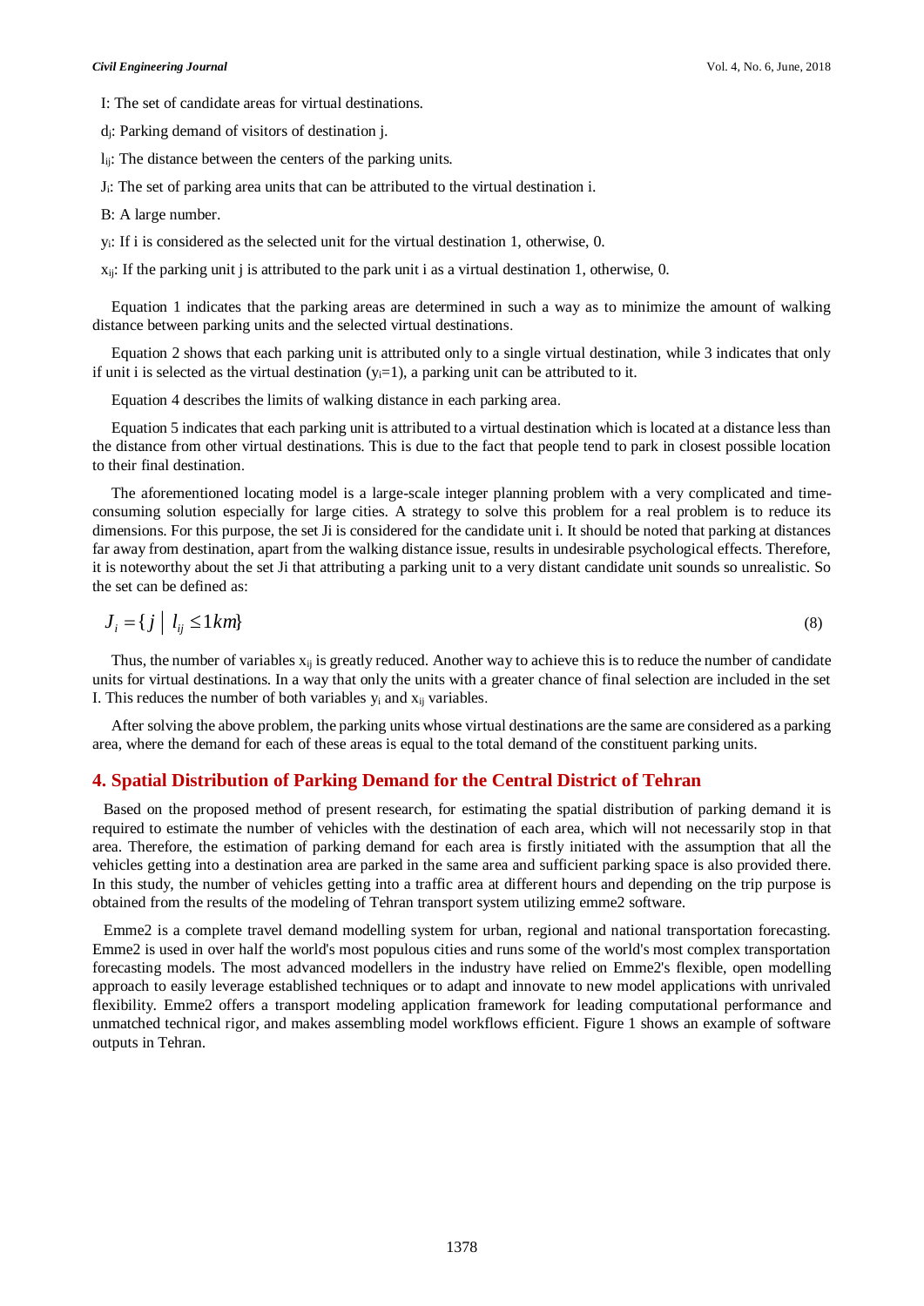I: The set of candidate areas for virtual destinations.

$d_j$: Parking demand of visitors of destination j.

$l_{ij}$: The distance between the centers of the parking units.

$J_i$: The set of parking area units that can be attributed to the virtual destination i.

B: A large number.

$y_i$: If i is considered as the selected unit for the virtual destination 1, otherwise, 0.

$x_{ij}$: If the parking unit j is attributed to the park unit i as a virtual destination 1, otherwise, 0.

Equation 1 indicates that the parking areas are determined in such a way as to minimize the amount of walking distance between parking units and the selected virtual destinations.

Equation 2 shows that each parking unit is attributed only to a single virtual destination, while 3 indicates that only if unit i is selected as the virtual destination ($y_i$=1), a parking unit can be attributed to it.

Equation 4 describes the limits of walking distance in each parking area.

Equation 5 indicates that each parking unit is attributed to a virtual destination which is located at a distance less than the distance from other virtual destinations. This is due to the fact that people tend to park in closest possible location to their final destination.

The aforementioned locating model is a large-scale integer planning problem with a very complicated and time-consuming solution especially for large cities. A strategy to solve this problem for a real problem is to reduce its dimensions. For this purpose, the set Ji is considered for the candidate unit i. It should be noted that parking at distances far away from destination, apart from the walking distance issue, results in undesirable psychological effects. Therefore, it is noteworthy about the set Ji that attributing a parking unit to a very distant candidate unit sounds so unrealistic. So the set can be defined as:

$$J_i = \{ j \mid l_{ij} \leq 1km \} \tag{8}$$

Thus, the number of variables $x_{ij}$ is greatly reduced. Another way to achieve this is to reduce the number of candidate units for virtual destinations. In a way that only the units with a greater chance of final selection are included in the set I. This reduces the number of both variables $y_i$ and $x_{ij}$ variables.

After solving the above problem, the parking units whose virtual destinations are the same are considered as a parking area, where the demand for each of these areas is equal to the total demand of the constituent parking units.

## 4. Spatial Distribution of Parking Demand for the Central District of Tehran

Based on the proposed method of present research, for estimating the spatial distribution of parking demand it is required to estimate the number of vehicles with the destination of each area, which will not necessarily stop in that area. Therefore, the estimation of parking demand for each area is firstly initiated with the assumption that all the vehicles getting into a destination area are parked in the same area and sufficient parking space is also provided there. In this study, the number of vehicles getting into a traffic area at different hours and depending on the trip purpose is obtained from the results of the modeling of Tehran transport system utilizing emme2 software.

Emme2 is a complete travel demand modelling system for urban, regional and national transportation forecasting. Emme2 is used in over half the world's most populous cities and runs some of the world's most complex transportation forecasting models. The most advanced modellers in the industry have relied on Emme2's flexible, open modelling approach to easily leverage established techniques or to adapt and innovate to new model applications with unrivaled flexibility. Emme2 offers a transport modeling application framework for leading computational performance and unmatched technical rigor, and makes assembling model workflows efficient. Figure 1 shows an example of software outputs in Tehran.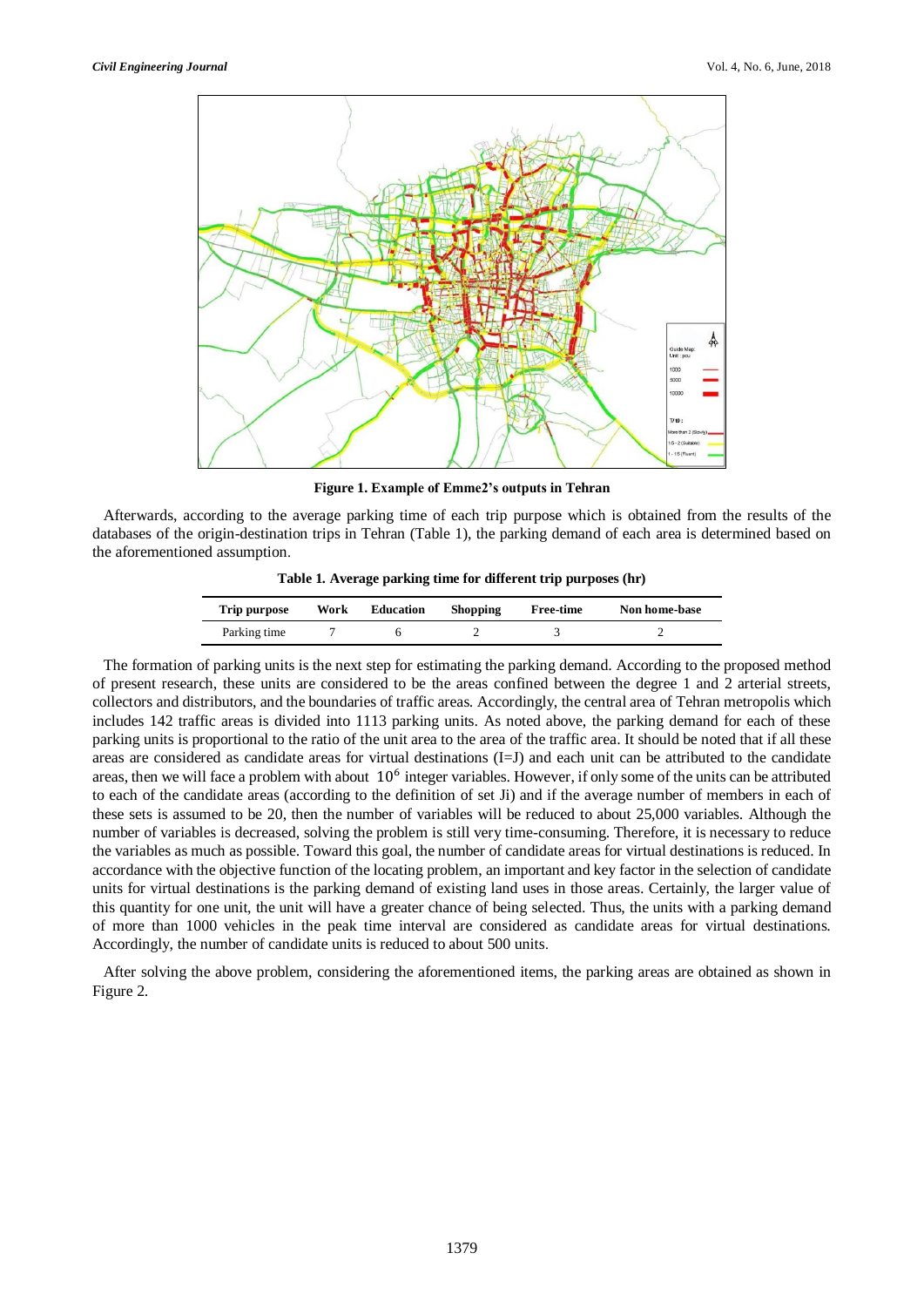**Figure 1. Example of Emme2's outputs in Tehran**

Afterwards, according to the average parking time of each trip purpose which is obtained from the results of the databases of the origin-destination trips in Tehran (Table 1), the parking demand of each area is determined based on the aforementioned assumption.

**Table 1. Average parking time for different trip purposes (hr)**

| Trip purpose | Work | Education | Shopping | Free-time | Non home-base |
|---|---|---|---|---|---|
| Parking time | 7 | 6 | 2 | 3 | 2 |

The formation of parking units is the next step for estimating the parking demand. According to the proposed method of present research, these units are considered to be the areas confined between the degree 1 and 2 arterial streets, collectors and distributors, and the boundaries of traffic areas. Accordingly, the central area of Tehran metropolis which includes 142 traffic areas is divided into 1113 parking units. As noted above, the parking demand for each of these parking units is proportional to the ratio of the unit area to the area of the traffic area. It should be noted that if all these areas are considered as candidate areas for virtual destinations (I=J) and each unit can be attributed to the candidate areas, then we will face a problem with about $10^6$ integer variables. However, if only some of the units can be attributed to each of the candidate areas (according to the definition of set Ji) and if the average number of members in each of these sets is assumed to be 20, then the number of variables will be reduced to about 25,000 variables. Although the number of variables is decreased, solving the problem is still very time-consuming. Therefore, it is necessary to reduce the variables as much as possible. Toward this goal, the number of candidate areas for virtual destinations is reduced. In accordance with the objective function of the locating problem, an important and key factor in the selection of candidate units for virtual destinations is the parking demand of existing land uses in those areas. Certainly, the larger value of this quantity for one unit, the unit will have a greater chance of being selected. Thus, the units with a parking demand of more than 1000 vehicles in the peak time interval are considered as candidate areas for virtual destinations. Accordingly, the number of candidate units is reduced to about 500 units.

After solving the above problem, considering the aforementioned items, the parking areas are obtained as shown in Figure 2.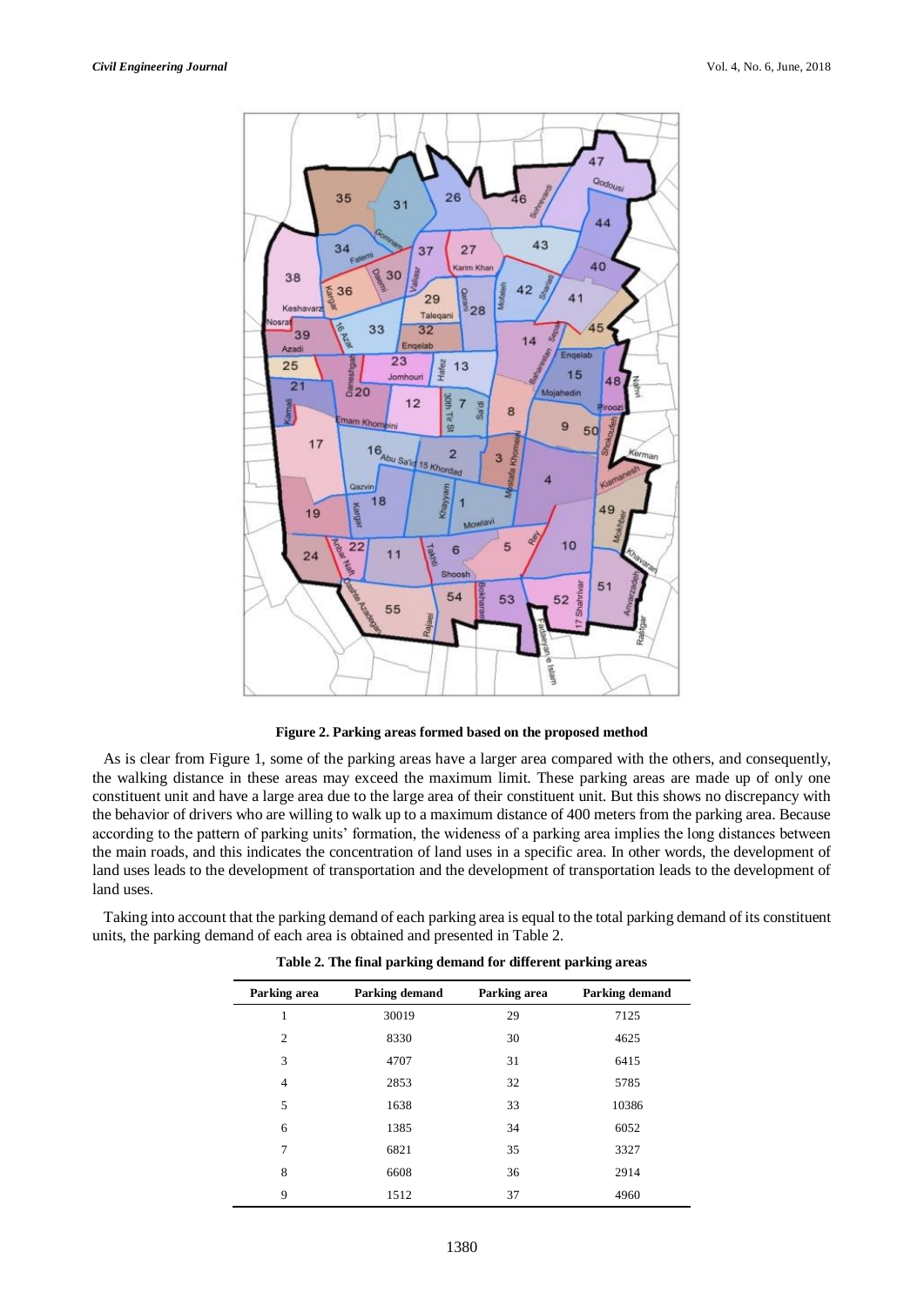**Figure 2. Parking areas formed based on the proposed method**

As is clear from Figure 1, some of the parking areas have a larger area compared with the others, and consequently, the walking distance in these areas may exceed the maximum limit. These parking areas are made up of only one constituent unit and have a large area due to the large area of their constituent unit. But this shows no discrepancy with the behavior of drivers who are willing to walk up to a maximum distance of 400 meters from the parking area. Because according to the pattern of parking units' formation, the wideness of a parking area implies the long distances between the main roads, and this indicates the concentration of land uses in a specific area. In other words, the development of land uses leads to the development of transportation and the development of transportation leads to the development of land uses.

Taking into account that the parking demand of each parking area is equal to the total parking demand of its constituent units, the parking demand of each area is obtained and presented in Table 2.

**Table 2. The final parking demand for different parking areas**

| Parking area | Parking demand | Parking area | Parking demand |
|---|---|---|---|
| 1 | 30019 | 29 | 7125 |
| 2 | 8330 | 30 | 4625 |
| 3 | 4707 | 31 | 6415 |
| 4 | 2853 | 32 | 5785 |
| 5 | 1638 | 33 | 10386 |
| 6 | 1385 | 34 | 6052 |
| 7 | 6821 | 35 | 3327 |
| 8 | 6608 | 36 | 2914 |
| 9 | 1512 | 37 | 4960 |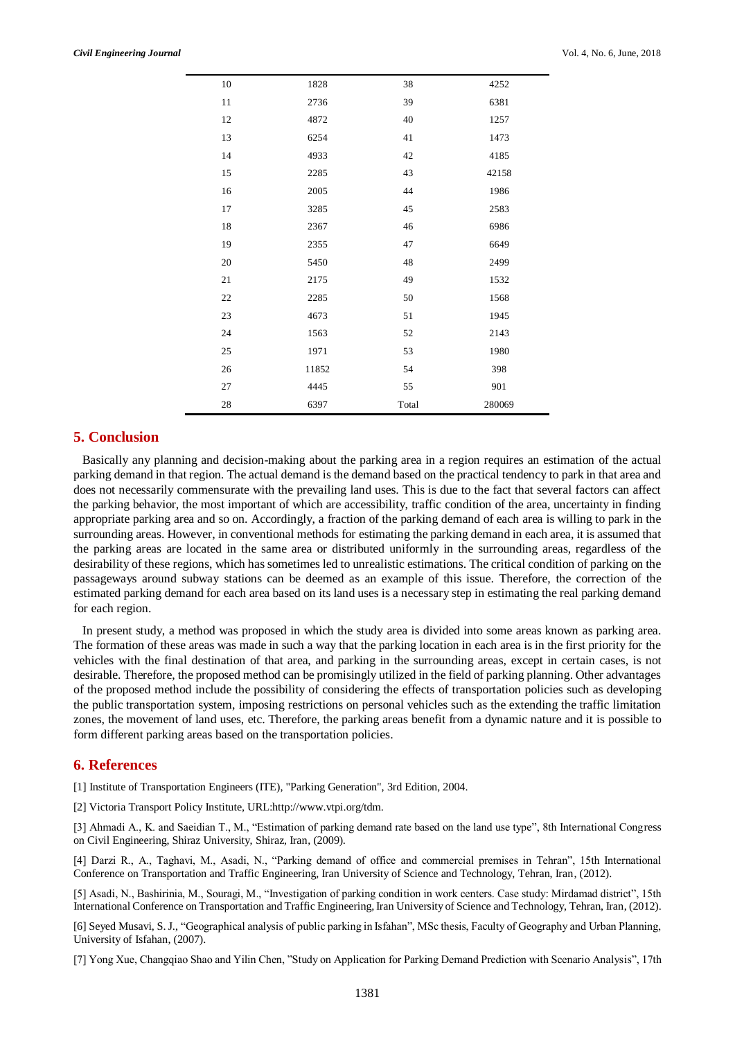| 10 | 1828 | 38 | 4252 |
|---|---|---|---|
| 11 | 2736 | 39 | 6381 |
| 12 | 4872 | 40 | 1257 |
| 13 | 6254 | 41 | 1473 |
| 14 | 4933 | 42 | 4185 |
| 15 | 2285 | 43 | 42158 |
| 16 | 2005 | 44 | 1986 |
| 17 | 3285 | 45 | 2583 |
| 18 | 2367 | 46 | 6986 |
| 19 | 2355 | 47 | 6649 |
| 20 | 5450 | 48 | 2499 |
| 21 | 2175 | 49 | 1532 |
| 22 | 2285 | 50 | 1568 |
| 23 | 4673 | 51 | 1945 |
| 24 | 1563 | 52 | 2143 |
| 25 | 1971 | 53 | 1980 |
| 26 | 11852 | 54 | 398 |
| 27 | 4445 | 55 | 901 |
| 28 | 6397 | Total | 280069 |

## 5. Conclusion

Basically any planning and decision-making about the parking area in a region requires an estimation of the actual parking demand in that region. The actual demand is the demand based on the practical tendency to park in that area and does not necessarily commensurate with the prevailing land uses. This is due to the fact that several factors can affect the parking behavior, the most important of which are accessibility, traffic condition of the area, uncertainty in finding appropriate parking area and so on. Accordingly, a fraction of the parking demand of each area is willing to park in the surrounding areas. However, in conventional methods for estimating the parking demand in each area, it is assumed that the parking areas are located in the same area or distributed uniformly in the surrounding areas, regardless of the desirability of these regions, which has sometimes led to unrealistic estimations. The critical condition of parking on the passageways around subway stations can be deemed as an example of this issue. Therefore, the correction of the estimated parking demand for each area based on its land uses is a necessary step in estimating the real parking demand for each region.

In present study, a method was proposed in which the study area is divided into some areas known as parking area. The formation of these areas was made in such a way that the parking location in each area is in the first priority for the vehicles with the final destination of that area, and parking in the surrounding areas, except in certain cases, is not desirable. Therefore, the proposed method can be promisingly utilized in the field of parking planning. Other advantages of the proposed method include the possibility of considering the effects of transportation policies such as developing the public transportation system, imposing restrictions on personal vehicles such as the extending the traffic limitation zones, the movement of land uses, etc. Therefore, the parking areas benefit from a dynamic nature and it is possible to form different parking areas based on the transportation policies.

## 6. References

[1] Institute of Transportation Engineers (ITE), "Parking Generation", 3rd Edition, 2004.

[2] Victoria Transport Policy Institute, URL:http://www.vtpi.org/tdm.

[3] Ahmadi A., K. and Saeidian T., M., "Estimation of parking demand rate based on the land use type", 8th International Congress on Civil Engineering, Shiraz University, Shiraz, Iran, (2009).

[4] Darzi R., A., Taghavi, M., Asadi, N., "Parking demand of office and commercial premises in Tehran", 15th International Conference on Transportation and Traffic Engineering, Iran University of Science and Technology, Tehran, Iran, (2012).

[5] Asadi, N., Bashirinia, M., Souragi, M., "Investigation of parking condition in work centers. Case study: Mirdamad district", 15th International Conference on Transportation and Traffic Engineering, Iran University of Science and Technology, Tehran, Iran, (2012).

[6] Seyed Musavi, S. J., "Geographical analysis of public parking in Isfahan", MSc thesis, Faculty of Geography and Urban Planning, University of Isfahan, (2007).

[7] Yong Xue, Changqiao Shao and Yilin Chen, "Study on Application for Parking Demand Prediction with Scenario Analysis", 17th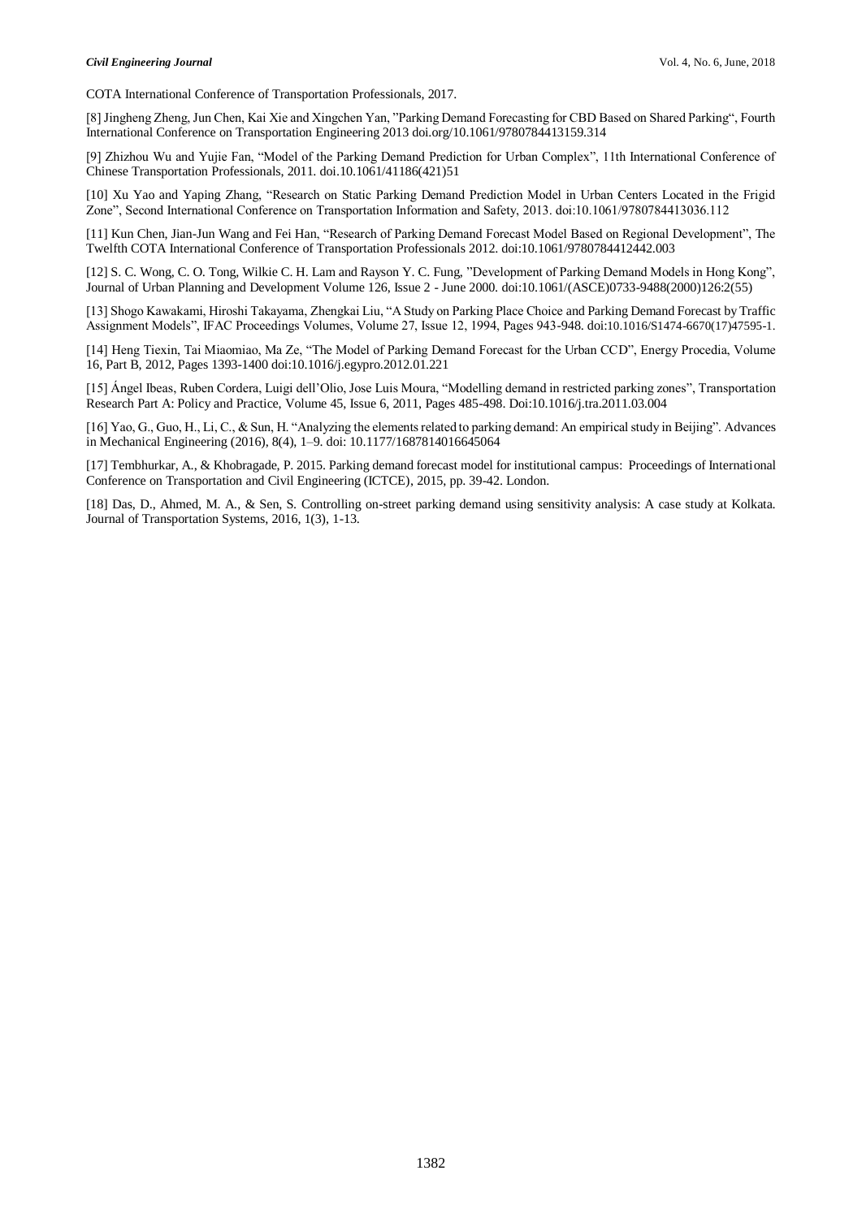COTA International Conference of Transportation Professionals, 2017.

[8] Jingheng Zheng, Jun Chen, Kai Xie and Xingchen Yan, "Parking Demand Forecasting for CBD Based on Shared Parking", Fourth International Conference on Transportation Engineering 2013 doi.org/10.1061/9780784413159.314

[9] Zhizhou Wu and Yujie Fan, "Model of the Parking Demand Prediction for Urban Complex", 11th International Conference of Chinese Transportation Professionals, 2011. doi.10.1061/41186(421)51

[10] Xu Yao and Yaping Zhang, "Research on Static Parking Demand Prediction Model in Urban Centers Located in the Frigid Zone", Second International Conference on Transportation Information and Safety, 2013. doi:10.1061/9780784413036.112

[11] Kun Chen, Jian-Jun Wang and Fei Han, "Research of Parking Demand Forecast Model Based on Regional Development", The Twelfth COTA International Conference of Transportation Professionals 2012. doi:10.1061/9780784412442.003

[12] S. C. Wong, C. O. Tong, Wilkie C. H. Lam and Rayson Y. C. Fung, "Development of Parking Demand Models in Hong Kong", Journal of Urban Planning and Development Volume 126, Issue 2 - June 2000. doi:10.1061/(ASCE)0733-9488(2000)126:2(55)

[13] Shogo Kawakami, Hiroshi Takayama, Zhengkai Liu, "A Study on Parking Place Choice and Parking Demand Forecast by Traffic Assignment Models", IFAC Proceedings Volumes, Volume 27, Issue 12, 1994, Pages 943-948. doi:10.1016/S1474-6670(17)47595-1.

[14] Heng Tiexin, Tai Miaomiao, Ma Ze, "The Model of Parking Demand Forecast for the Urban CCD", Energy Procedia, Volume 16, Part B, 2012, Pages 1393-1400 doi:10.1016/j.egypro.2012.01.221

[15] Ángel Ibeas, Ruben Cordera, Luigi dell'Olio, Jose Luis Moura, "Modelling demand in restricted parking zones", Transportation Research Part A: Policy and Practice, Volume 45, Issue 6, 2011, Pages 485-498. Doi:10.1016/j.tra.2011.03.004

[16] Yao, G., Guo, H., Li, C., & Sun, H. "Analyzing the elements related to parking demand: An empirical study in Beijing". Advances in Mechanical Engineering (2016), 8(4), 1–9. doi: 10.1177/1687814016645064

[17] Tembhurkar, A., & Khobragade, P. 2015. Parking demand forecast model for institutional campus: Proceedings of International Conference on Transportation and Civil Engineering (ICTCE), 2015, pp. 39-42. London.

[18] Das, D., Ahmed, M. A., & Sen, S. Controlling on-street parking demand using sensitivity analysis: A case study at Kolkata. Journal of Transportation Systems, 2016, 1(3), 1-13.